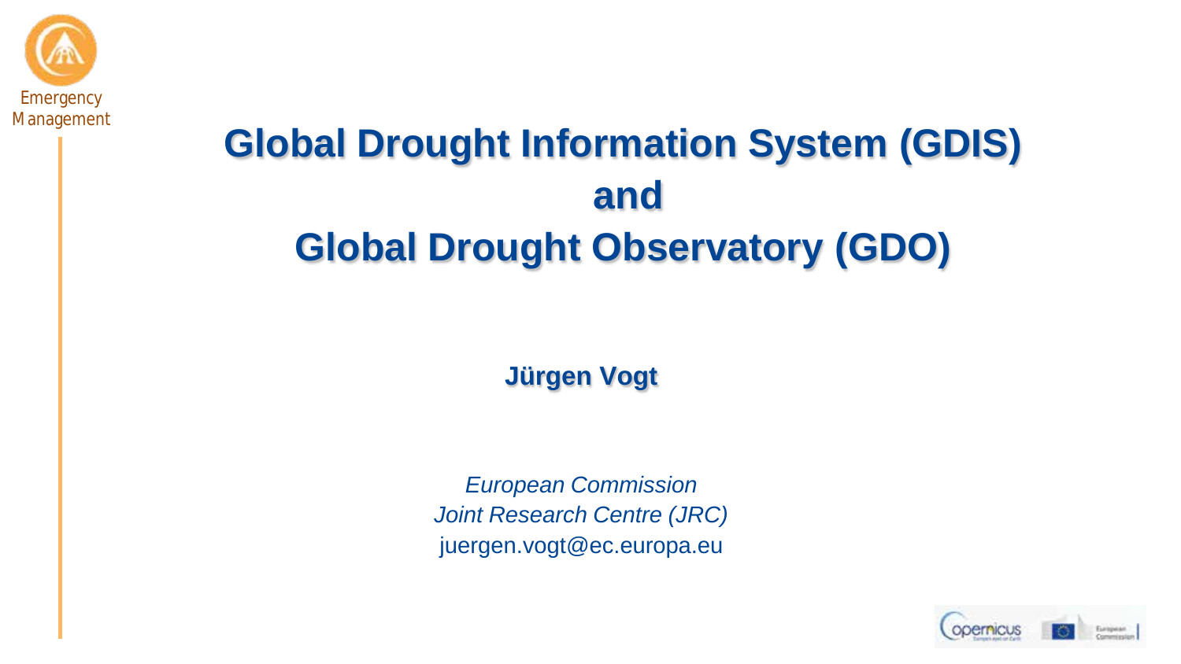Emergency Management

# Global Drought Information System (GDIS) and Global Drought Observatory (GDO)

**Jürgen Vogt**

*European Commission*
*Joint Research Centre (JRC)*
juergen.vogt@ec.europa.eu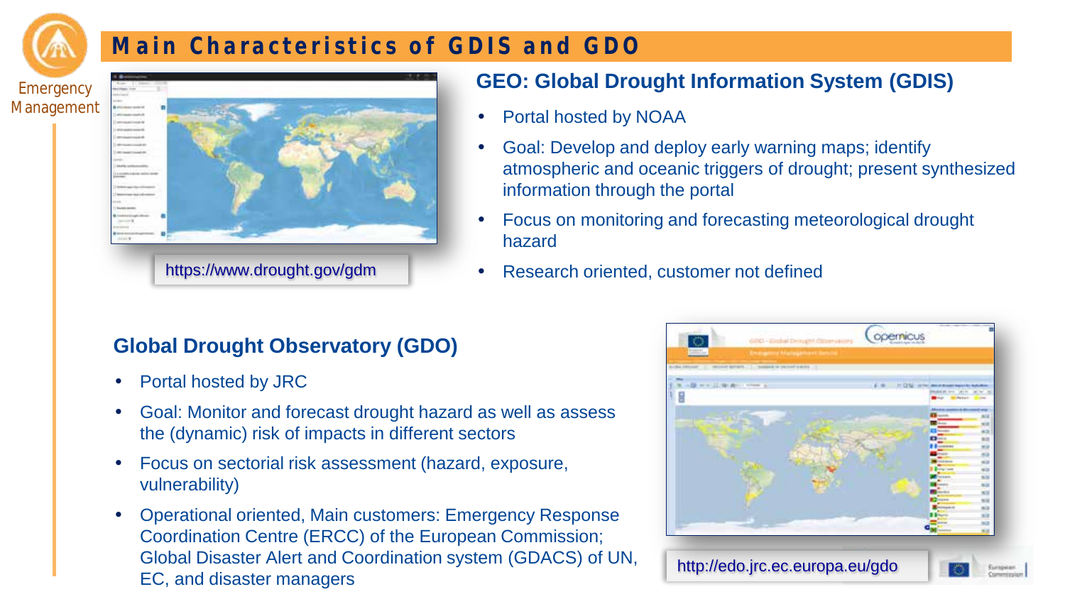# Main Characteristics of GDIS and GDO

Emergency Management

https://www.drought.gov/gdm

## GEO: Global Drought Information System (GDIS)

- Portal hosted by NOAA
- Goal: Develop and deploy early warning maps; identify atmospheric and oceanic triggers of drought; present synthesized information through the portal
- Focus on monitoring and forecasting meteorological drought hazard
- Research oriented, customer not defined

## Global Drought Observatory (GDO)

- Portal hosted by JRC
- Goal: Monitor and forecast drought hazard as well as assess the (dynamic) risk of impacts in different sectors
- Focus on sectorial risk assessment (hazard, exposure, vulnerability)
- Operational oriented, Main customers: Emergency Response Coordination Centre (ERCC) of the European Commission; Global Disaster Alert and Coordination system (GDACS) of UN, EC, and disaster managers

http://edo.jrc.ec.europa.eu/gdo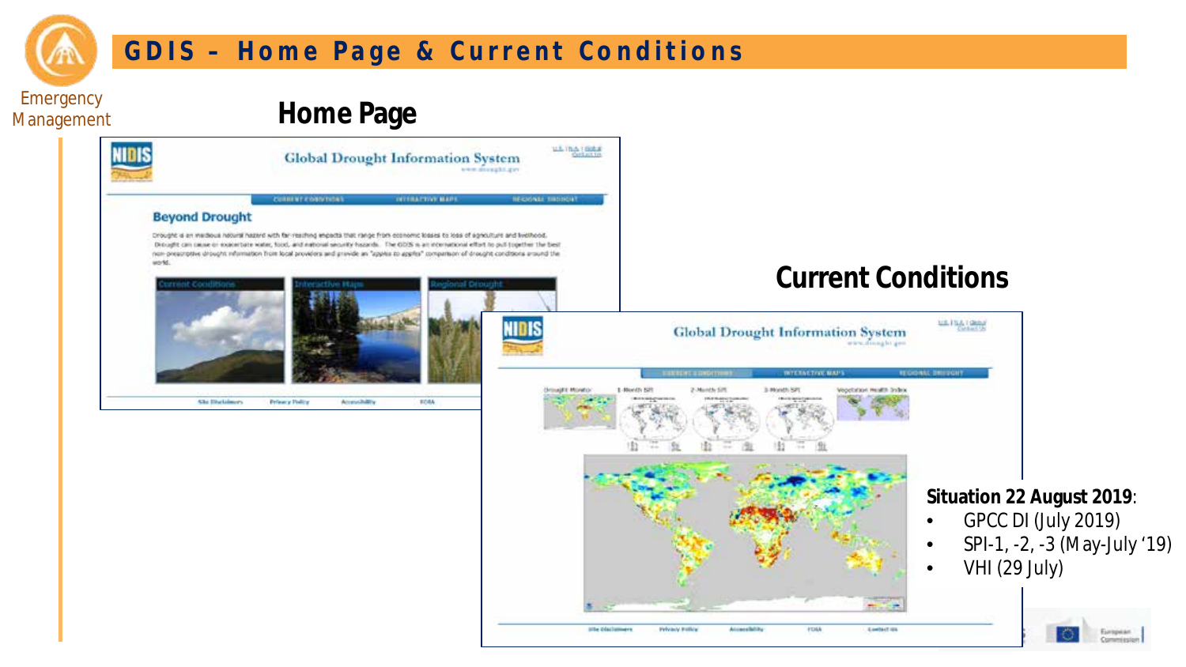# GDIS – Home Page & Current Conditions

## Home Page

## Current Conditions

**Situation 22 August 2019**:

- GPCC DI (July 2019)
- SPI-1, -2, -3 (May-July '19)
- VHI (29 July)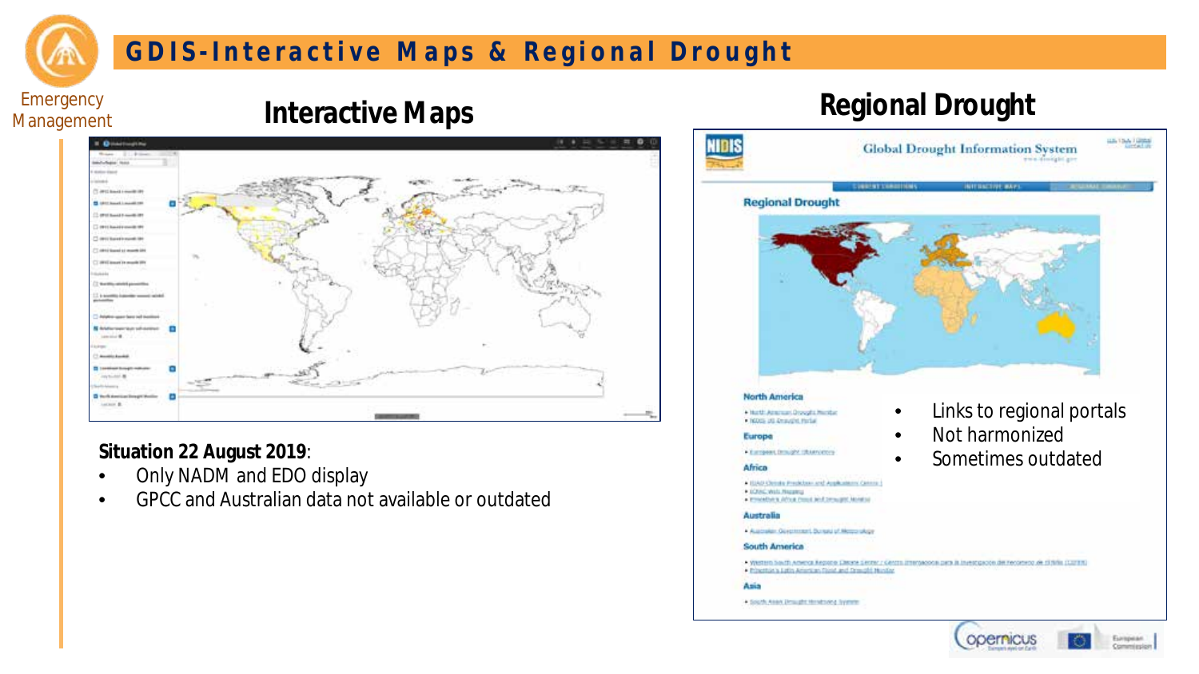# GDIS-Interactive Maps & Regional Drought

Emergency Management

## Interactive Maps

**Situation 22 August 2019**:

- Only NADM and EDO display
- GPCC and Australian data not available or outdated

## Regional Drought

- Links to regional portals
- Not harmonized
- Sometimes outdated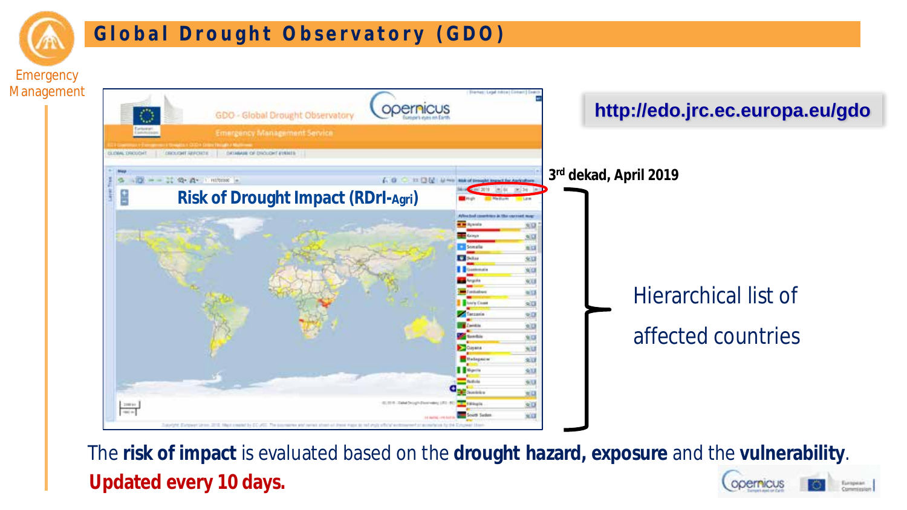# Global Drought Observatory (GDO)

Emergency Management

http://edo.jrc.ec.europa.eu/gdo

Risk of Drought Impact (RDrI-Agri)

3rd dekad, April 2019

Hierarchical list of affected countries

The **risk of impact** is evaluated based on the **drought hazard, exposure** and the **vulnerability**.

**Updated every 10 days.**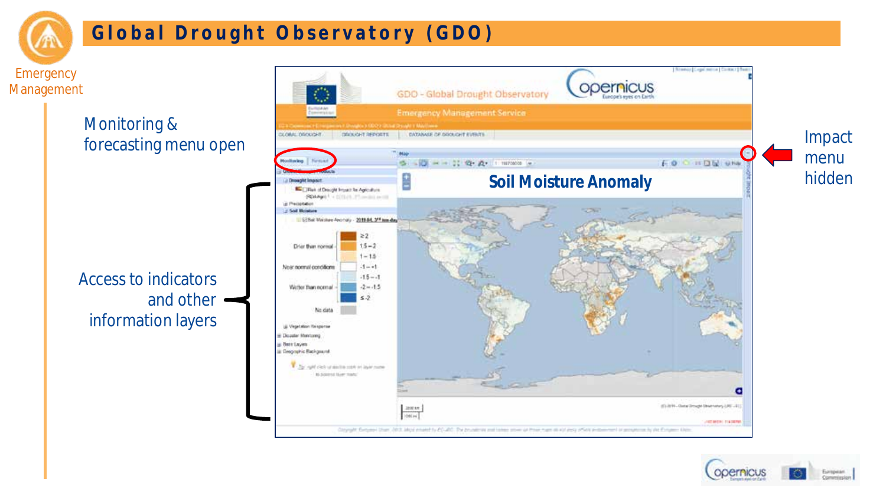# Global Drought Observatory (GDO)

Emergency Management

Monitoring & forecasting menu open

Access to indicators and other information layers

Soil Moisture Anomaly

Impact menu hidden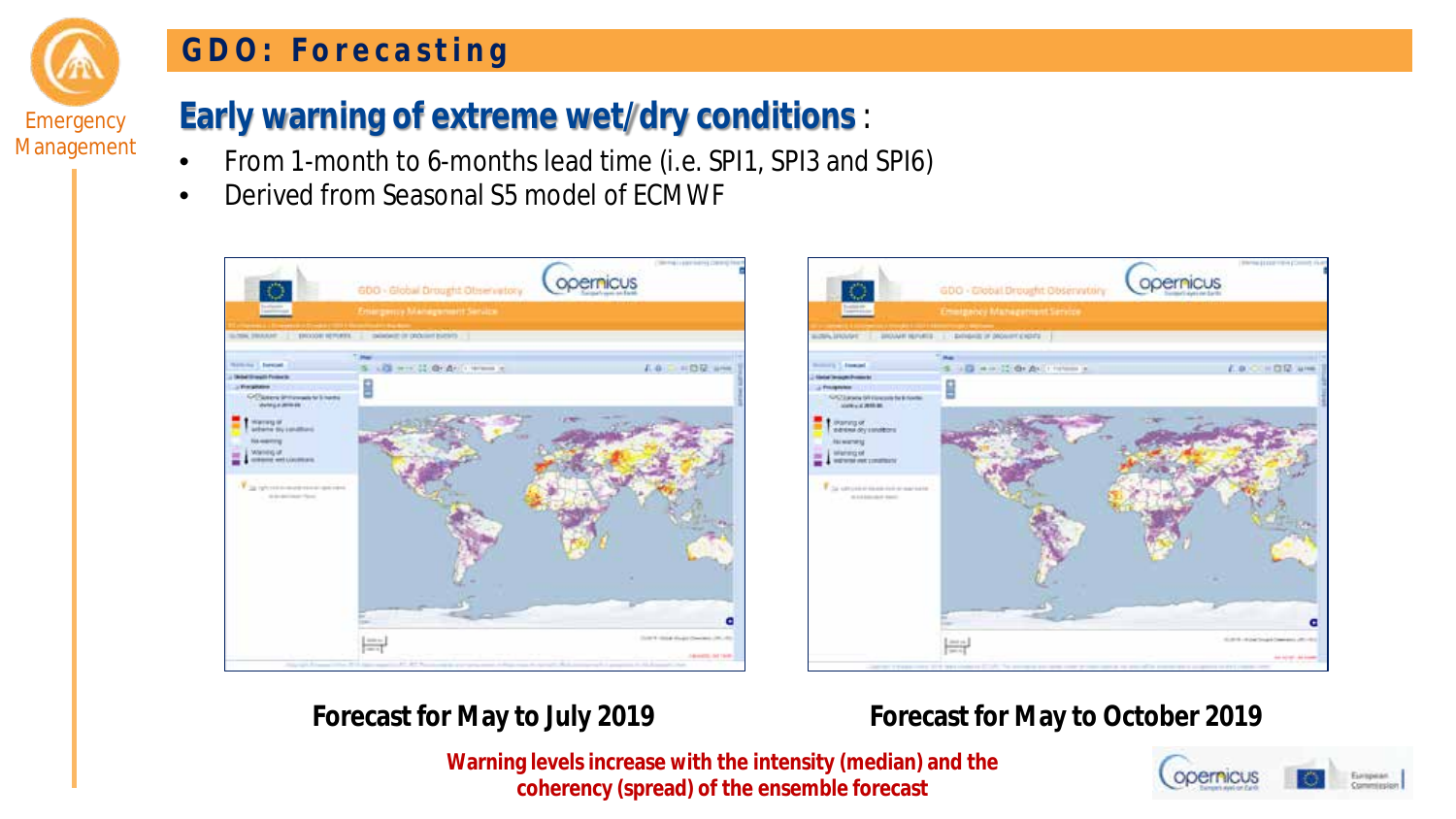# GDO: Forecasting

## Early warning of extreme wet/dry conditions :

- From 1-month to 6-months lead time (i.e. SPI1, SPI3 and SPI6)
- Derived from Seasonal S5 model of ECMWF

**Forecast for May to July 2019**

**Forecast for May to October 2019**

**Warning levels increase with the intensity (median) and the coherency (spread) of the ensemble forecast**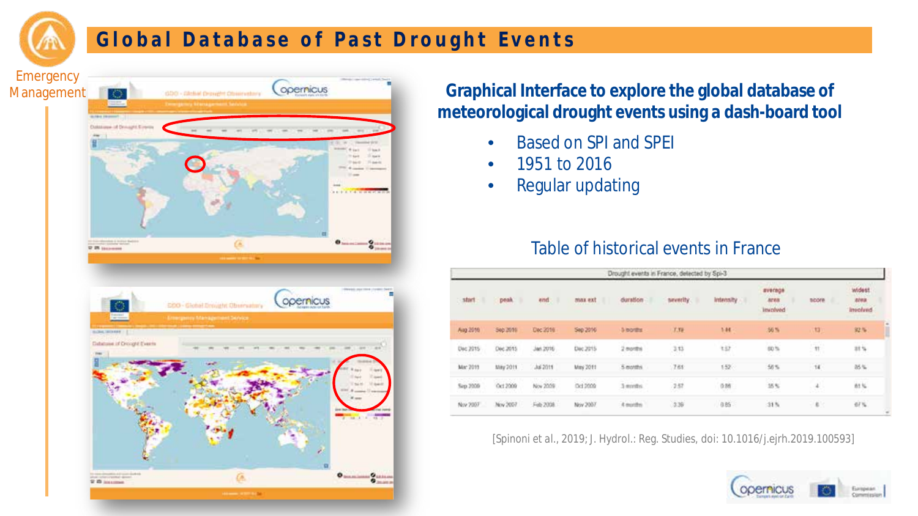# Global Database of Past Drought Events

Emergency Management

## Graphical Interface to explore the global database of meteorological drought events using a dash-board tool

- Based on SPI and SPEI
- 1951 to 2016
- Regular updating

### Table of historical events in France

| Drought events in France, detected by Spi-3 | | | | | | | | | |
|---|---|---|---|---|---|---|---|---|---|
| start | peak | end | max ext | duration | severity | intensity | average area involved | score | widest area involved |
| Aug 2016 | Sep 2016 | Dec 2016 | Sep 2016 | 5 months | 7.19 | 1.44 | 56 % | 13 | 92 % |
| Dec 2015 | Dec 2015 | Jan 2016 | Dec 2015 | 2 months | 3.13 | 1.57 | 60 % | 11 | 81 % |
| Mar 2011 | May 2011 | Jul 2011 | May 2011 | 5 months | 7.61 | 1.52 | 58 % | 14 | 85 % |
| Sep 2009 | Oct 2009 | Nov 2009 | Oct 2009 | 3 months | 2.57 | 0.86 | 35 % | 4 | 61 % |
| Nov 2007 | Nov 2007 | Feb 2008 | Nov 2007 | 4 months | 3.39 | 0.85 | 31 % | 6 | 67 % |

[Spinoni et al., 2019; J. Hydrol.: Reg. Studies, doi: 10.1016/j.ejrh.2019.100593]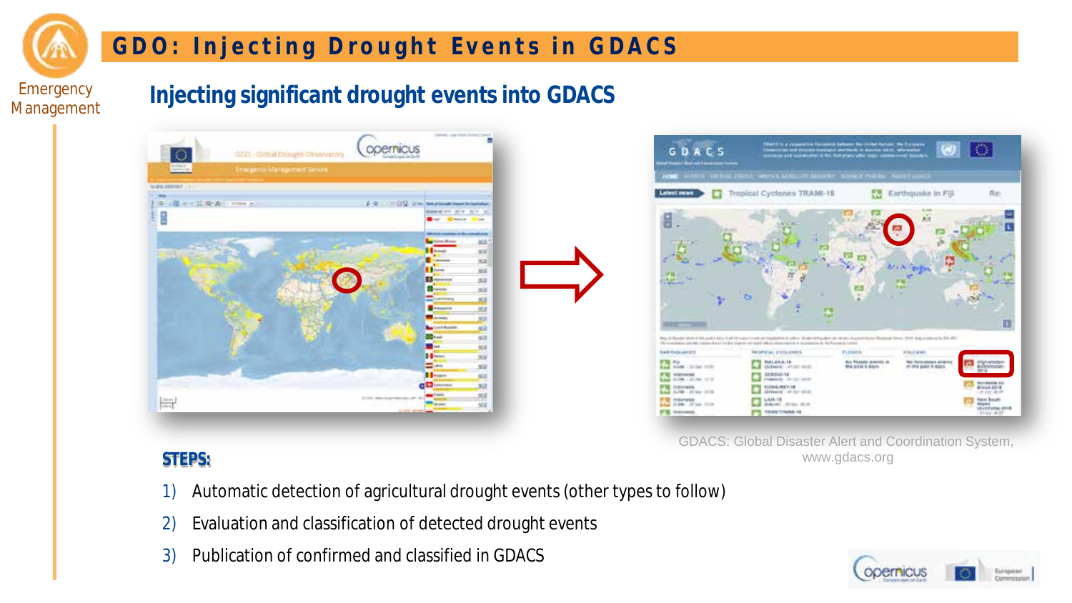# GDO: Injecting Drought Events in GDACS

## Injecting significant drought events into GDACS

GDACS: Global Disaster Alert and Coordination System, www.gdacs.org

**STEPS:**

1) Automatic detection of agricultural drought events (other types to follow)
2) Evaluation and classification of detected drought events
3) Publication of confirmed and classified in GDACS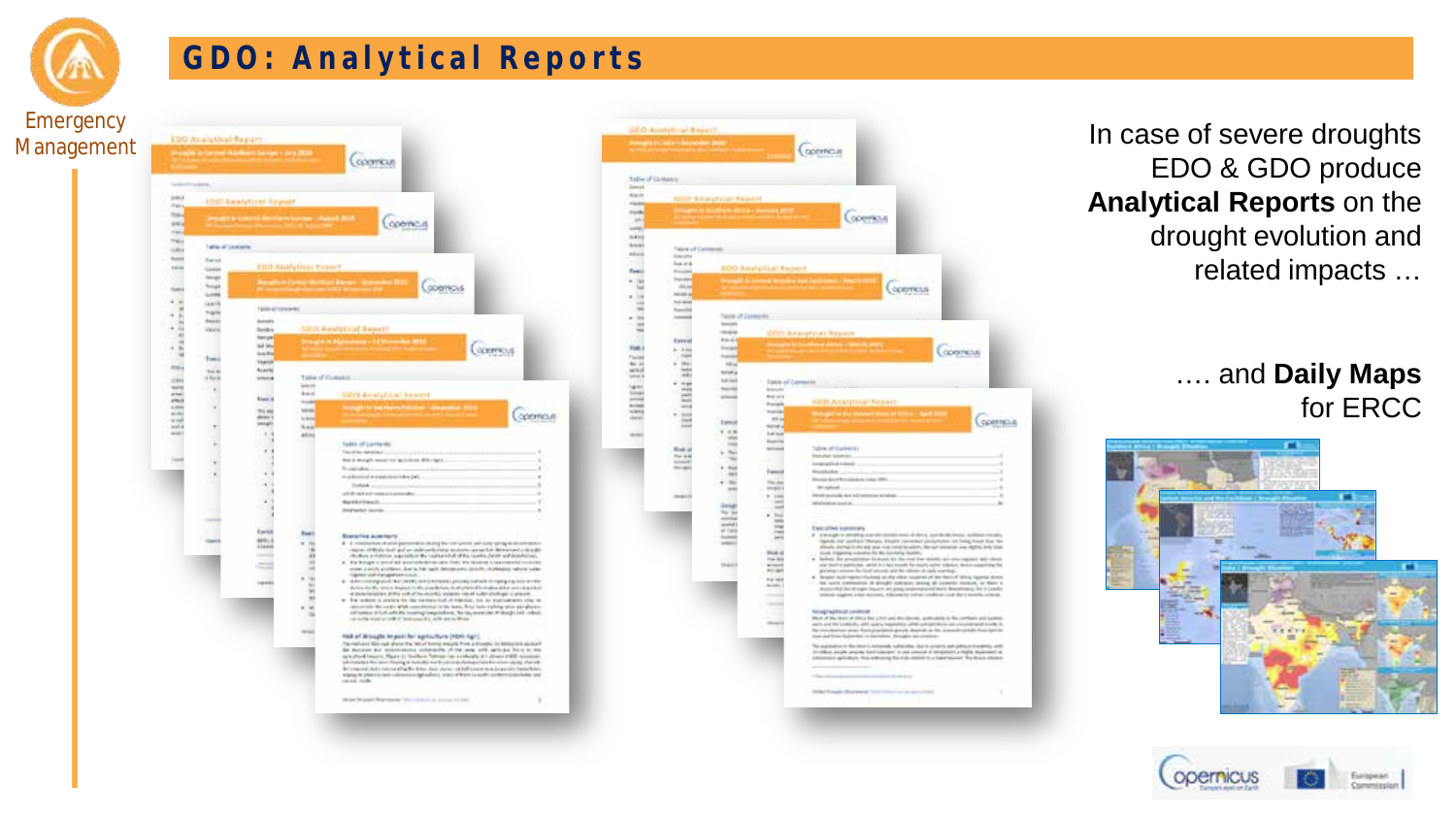# GDO: Analytical Reports

Emergency Management

In case of severe droughts EDO & GDO produce **Analytical Reports** on the drought evolution and related impacts …

…. and **Daily Maps** for ERCC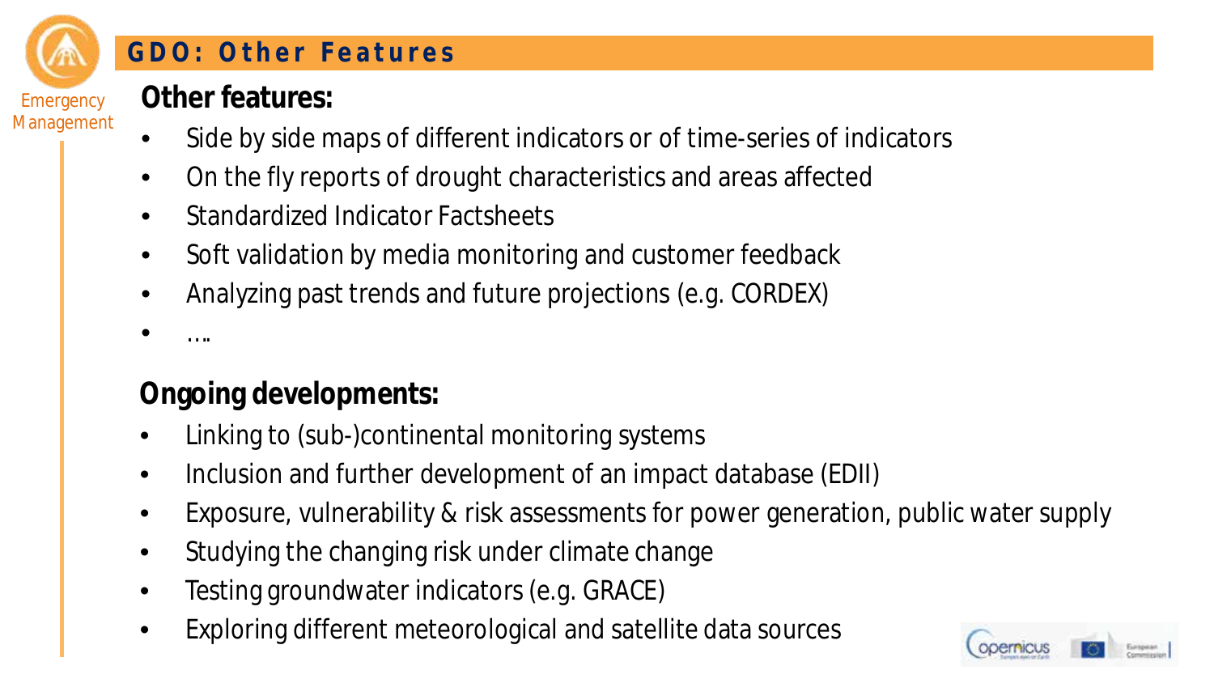## GDO: Other Features

**Other features:**

- Side by side maps of different indicators or of time-series of indicators
- On the fly reports of drought characteristics and areas affected
- Standardized Indicator Factsheets
- Soft validation by media monitoring and customer feedback
- Analyzing past trends and future projections (e.g. CORDEX)
- ….

**Ongoing developments:**

- Linking to (sub-)continental monitoring systems
- Inclusion and further development of an impact database (EDII)
- Exposure, vulnerability & risk assessments for power generation, public water supply
- Studying the changing risk under climate change
- Testing groundwater indicators (e.g. GRACE)
- Exploring different meteorological and satellite data sources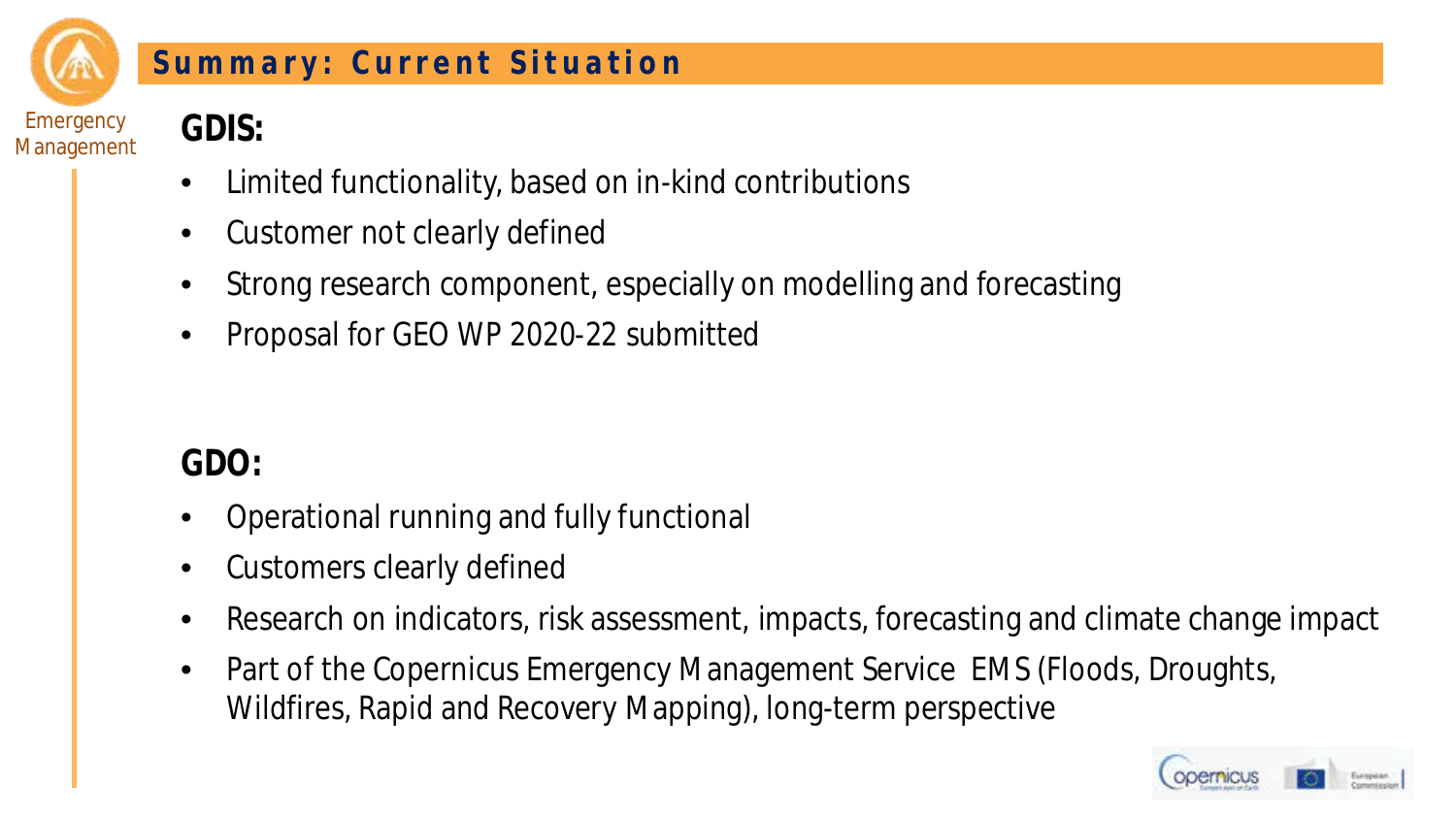## Summary: Current Situation

**GDIS:**

- Limited functionality, based on in-kind contributions
- Customer not clearly defined
- Strong research component, especially on modelling and forecasting
- Proposal for GEO WP 2020-22 submitted

**GDO:**

- Operational running and fully functional
- Customers clearly defined
- Research on indicators, risk assessment, impacts, forecasting and climate change impact
- Part of the Copernicus Emergency Management Service EMS (Floods, Droughts, Wildfires, Rapid and Recovery Mapping), long-term perspective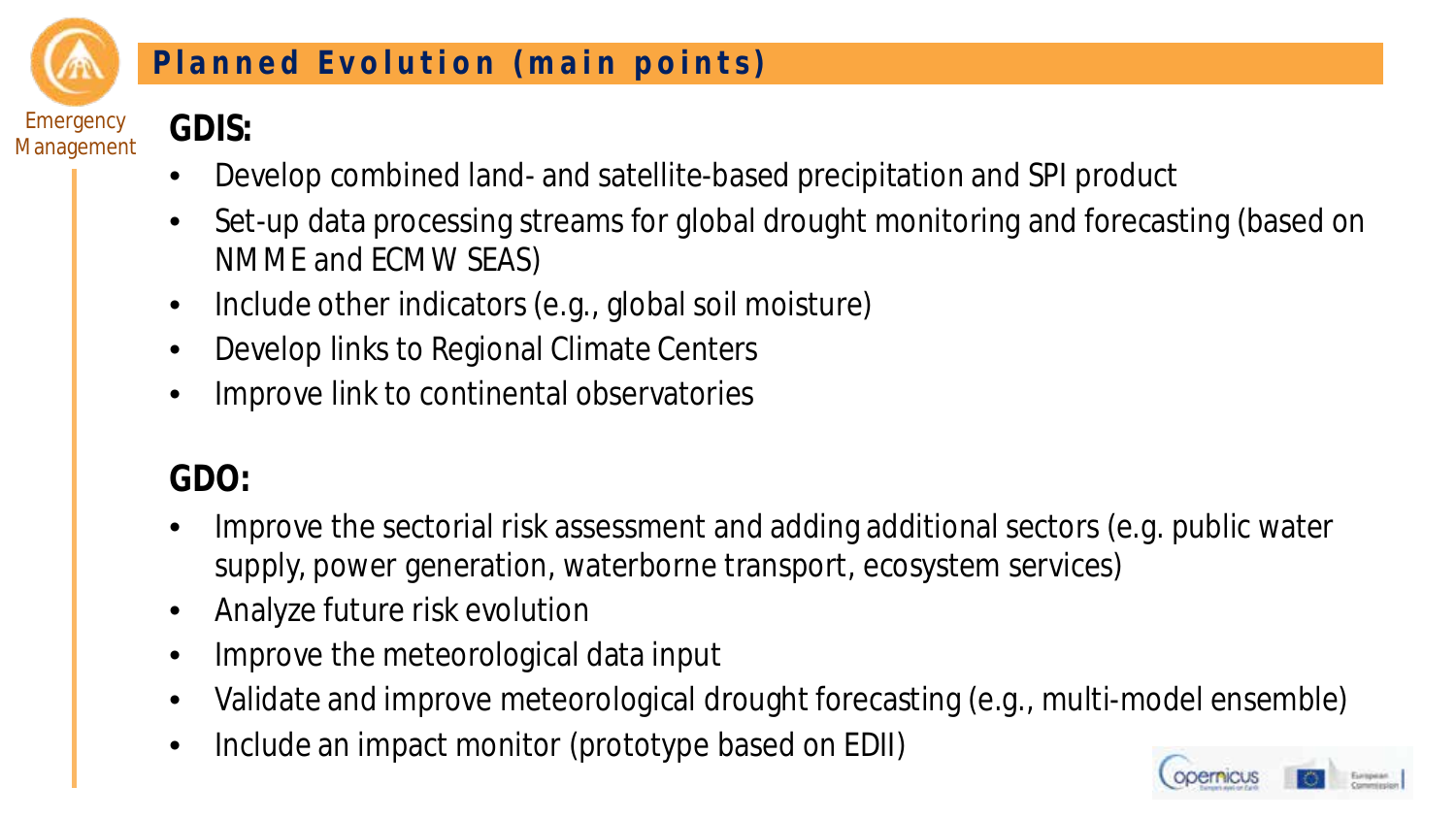## Planned Evolution (main points)

### GDIS:

- Develop combined land- and satellite-based precipitation and SPI product
- Set-up data processing streams for global drought monitoring and forecasting (based on NMME and ECMW SEAS)
- Include other indicators (e.g., global soil moisture)
- Develop links to Regional Climate Centers
- Improve link to continental observatories

### GDO:

- Improve the sectorial risk assessment and adding additional sectors (e.g. public water supply, power generation, waterborne transport, ecosystem services)
- Analyze future risk evolution
- Improve the meteorological data input
- Validate and improve meteorological drought forecasting (e.g., multi-model ensemble)
- Include an impact monitor (prototype based on EDII)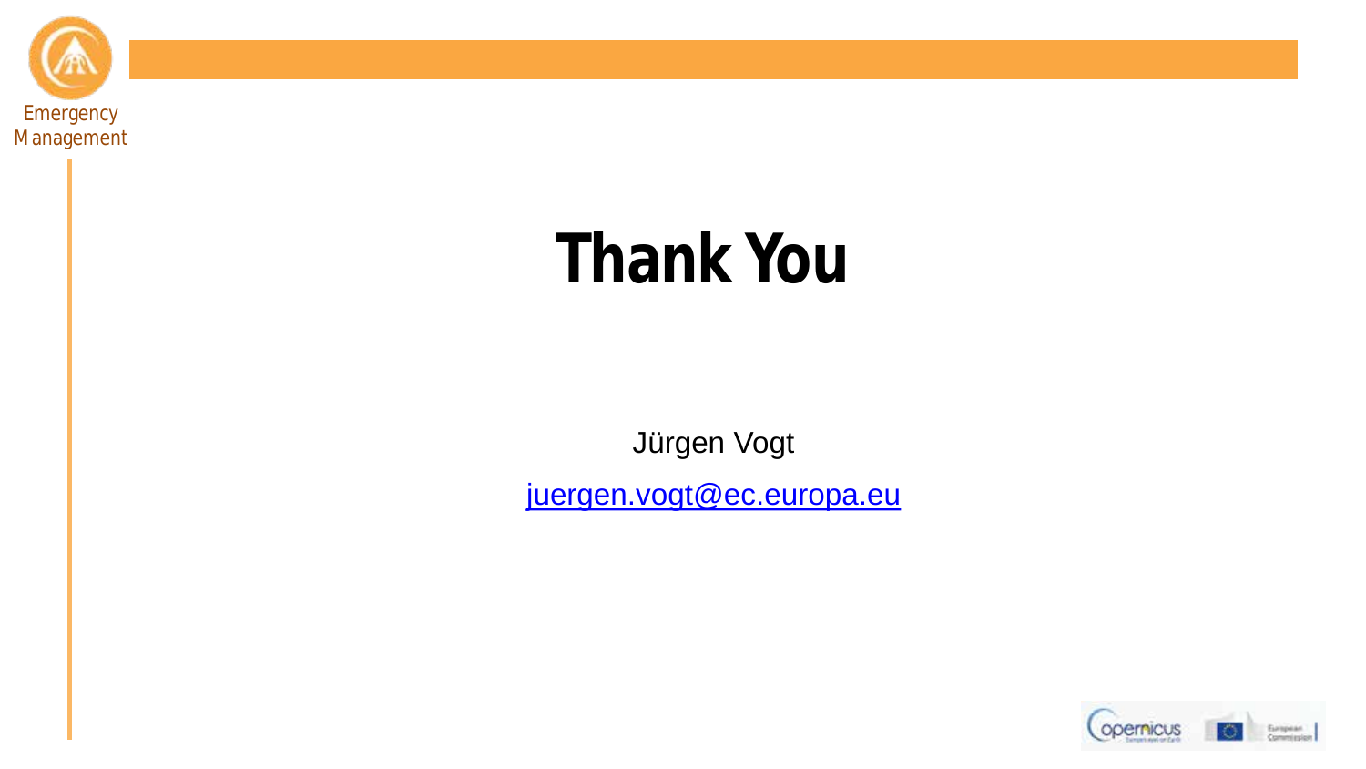# Thank You

Jürgen Vogt

juergen.vogt@ec.europa.eu